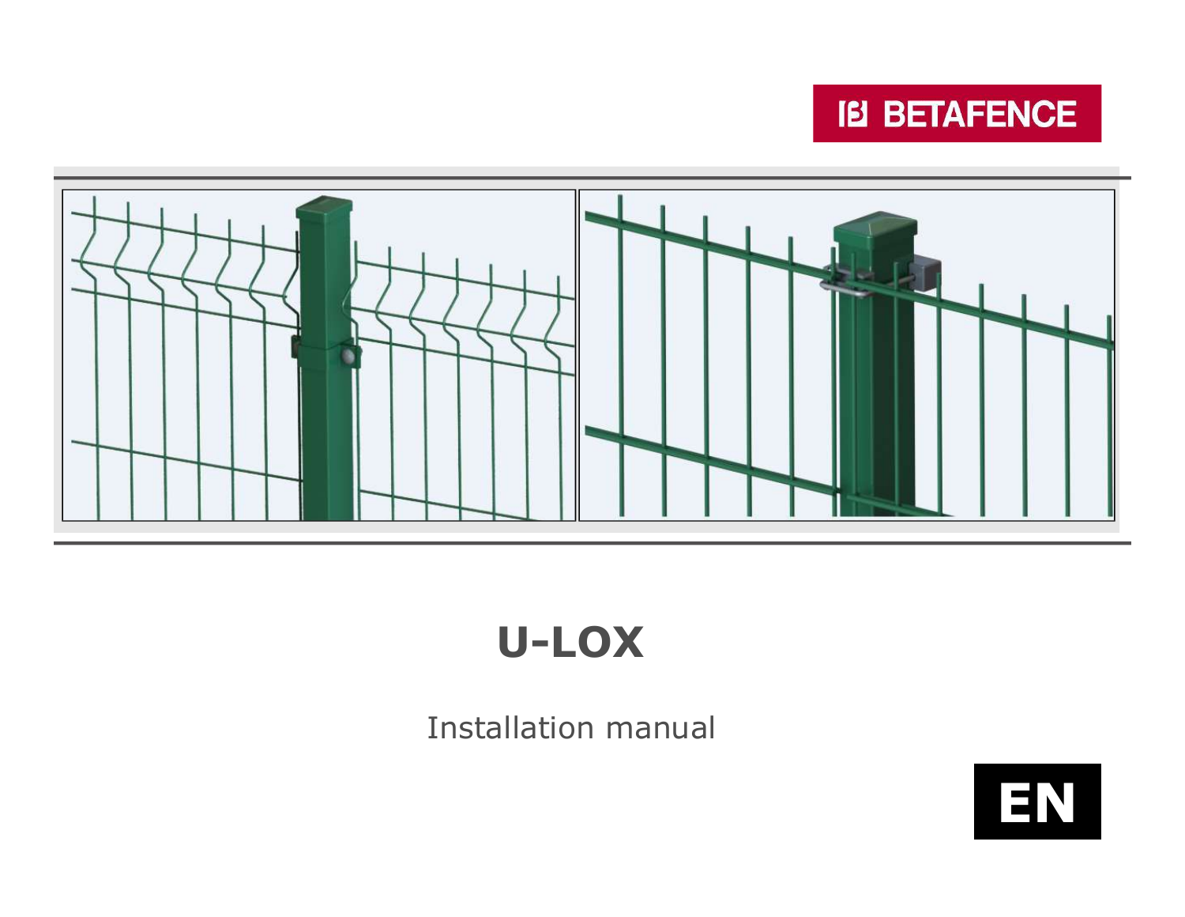BETAFENCE

# U-LOX

Installation manual

EN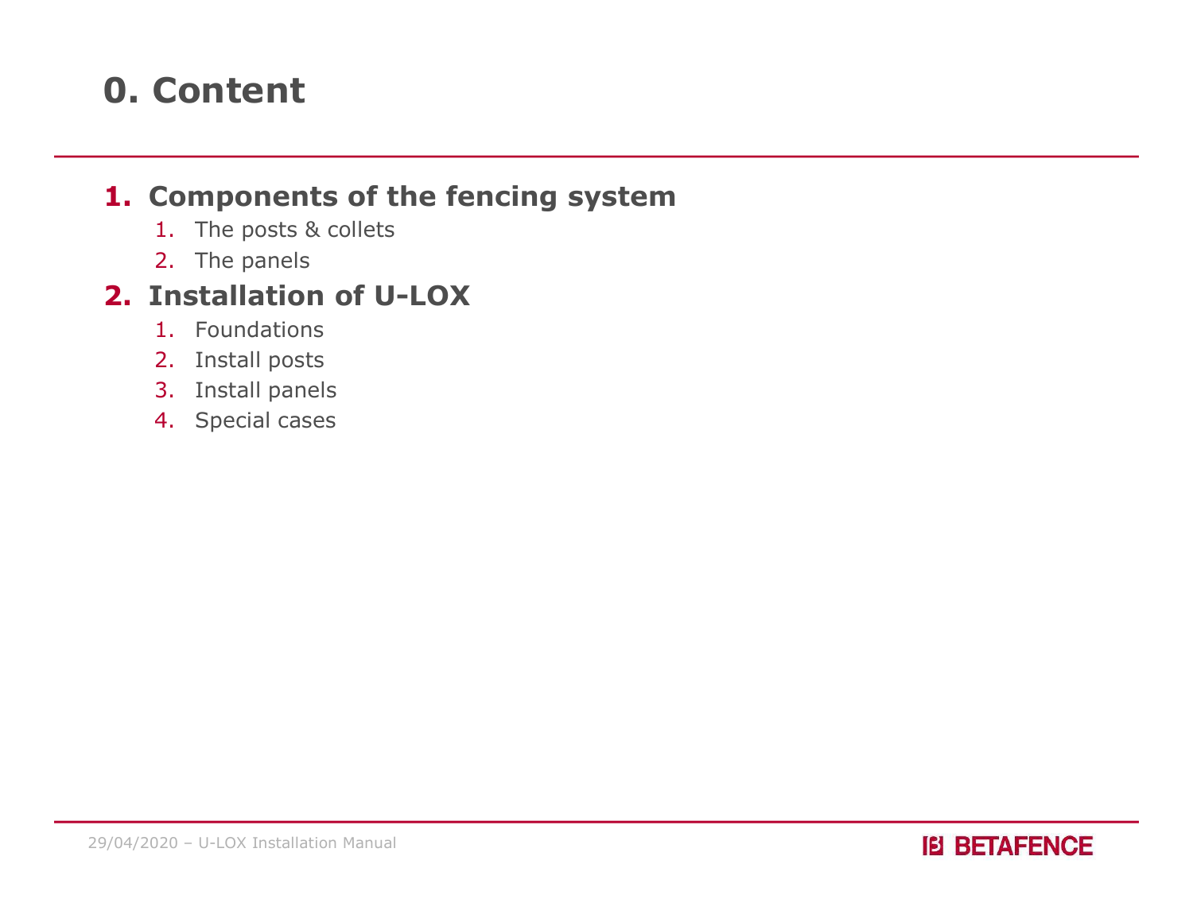# 0. Content

1. **Components of the fencing system**
    1. The posts & collets
    2. The panels
2. **Installation of U-LOX**
    1. Foundations
    2. Install posts
    3. Install panels
    4. Special cases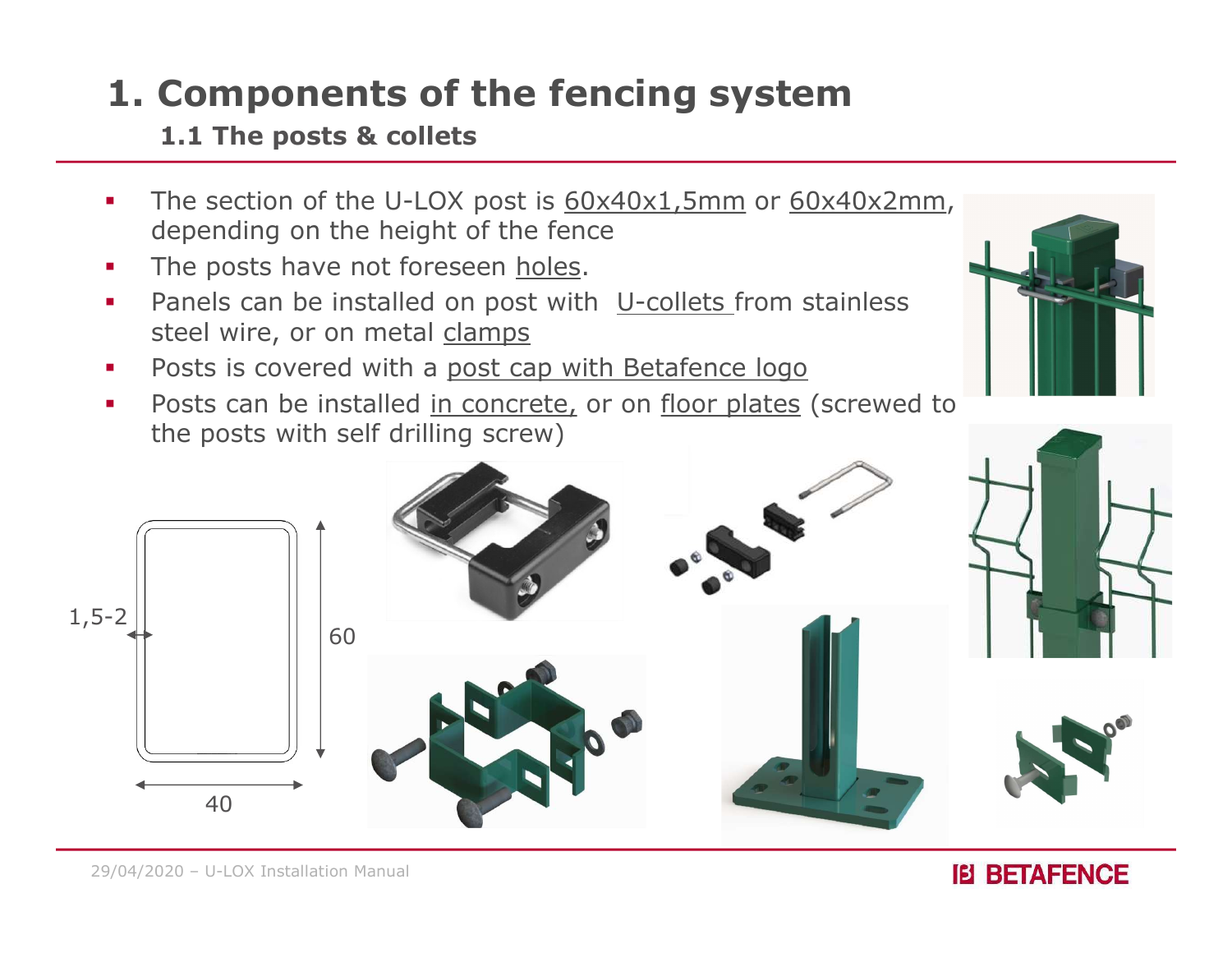# 1. Components of the fencing system

## 1.1 The posts & collets

- The section of the U-LOX post is 60x40x1,5mm or 60x40x2mm, depending on the height of the fence
- The posts have not foreseen holes.
- Panels can be installed on post with U-collets from stainless steel wire, or on metal clamps
- Posts is covered with a post cap with Betafence logo
- Posts can be installed in concrete, or on floor plates (screwed to the posts with self drilling screw)

1,5-2

60

40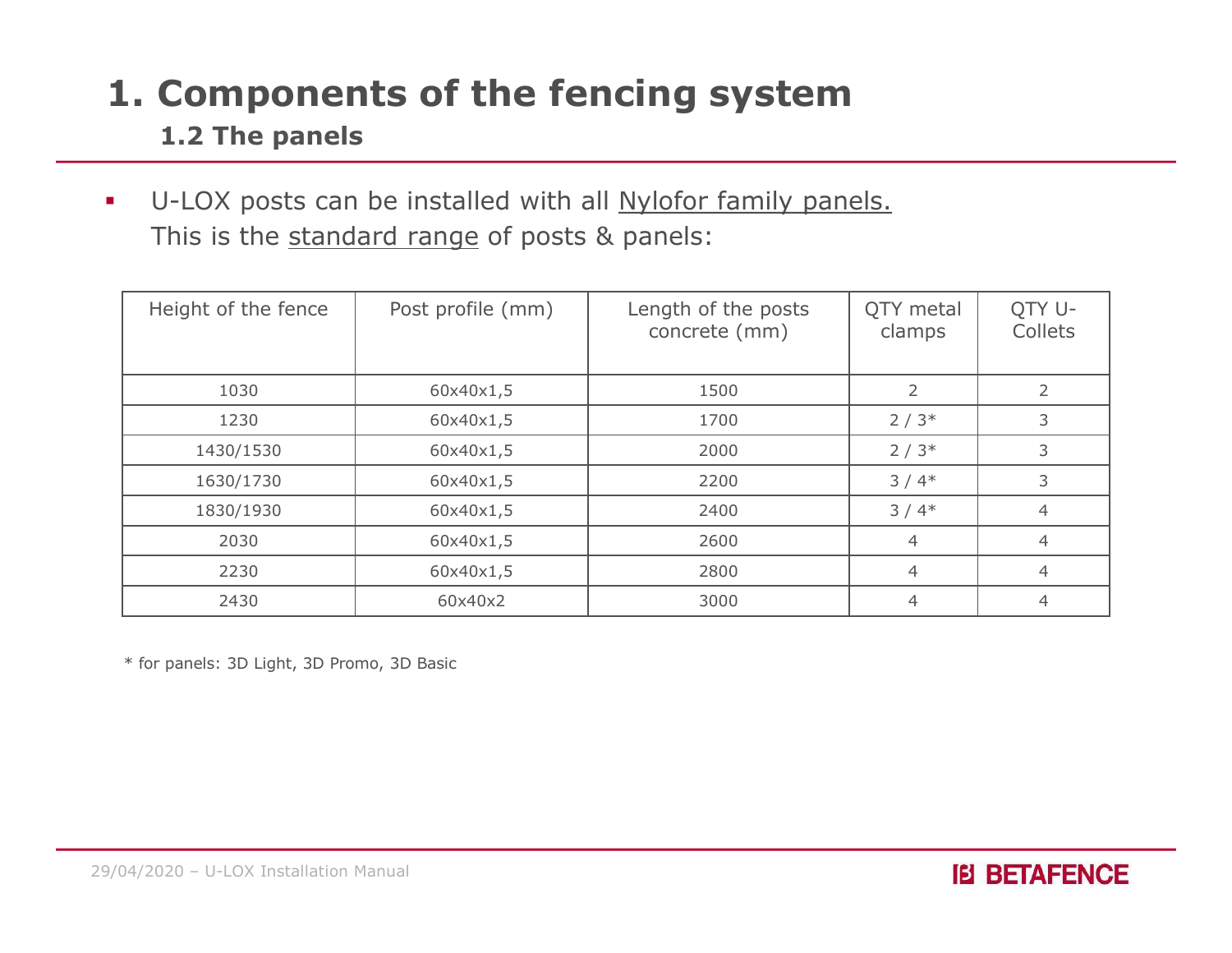# 1. Components of the fencing system

## 1.2 The panels

- U-LOX posts can be installed with all Nylofor family panels.
  This is the standard range of posts & panels:

| Height of the fence | Post profile (mm) | Length of the posts concrete (mm) | QTY metal clamps | QTY U-Collets |
|---|---|---|---|---|
| 1030 | 60x40x1,5 | 1500 | 2 | 2 |
| 1230 | 60x40x1,5 | 1700 | 2 / 3* | 3 |
| 1430/1530 | 60x40x1,5 | 2000 | 2 / 3* | 3 |
| 1630/1730 | 60x40x1,5 | 2200 | 3 / 4* | 3 |
| 1830/1930 | 60x40x1,5 | 2400 | 3 / 4* | 4 |
| 2030 | 60x40x1,5 | 2600 | 4 | 4 |
| 2230 | 60x40x1,5 | 2800 | 4 | 4 |
| 2430 | 60x40x2 | 3000 | 4 | 4 |

* for panels: 3D Light, 3D Promo, 3D Basic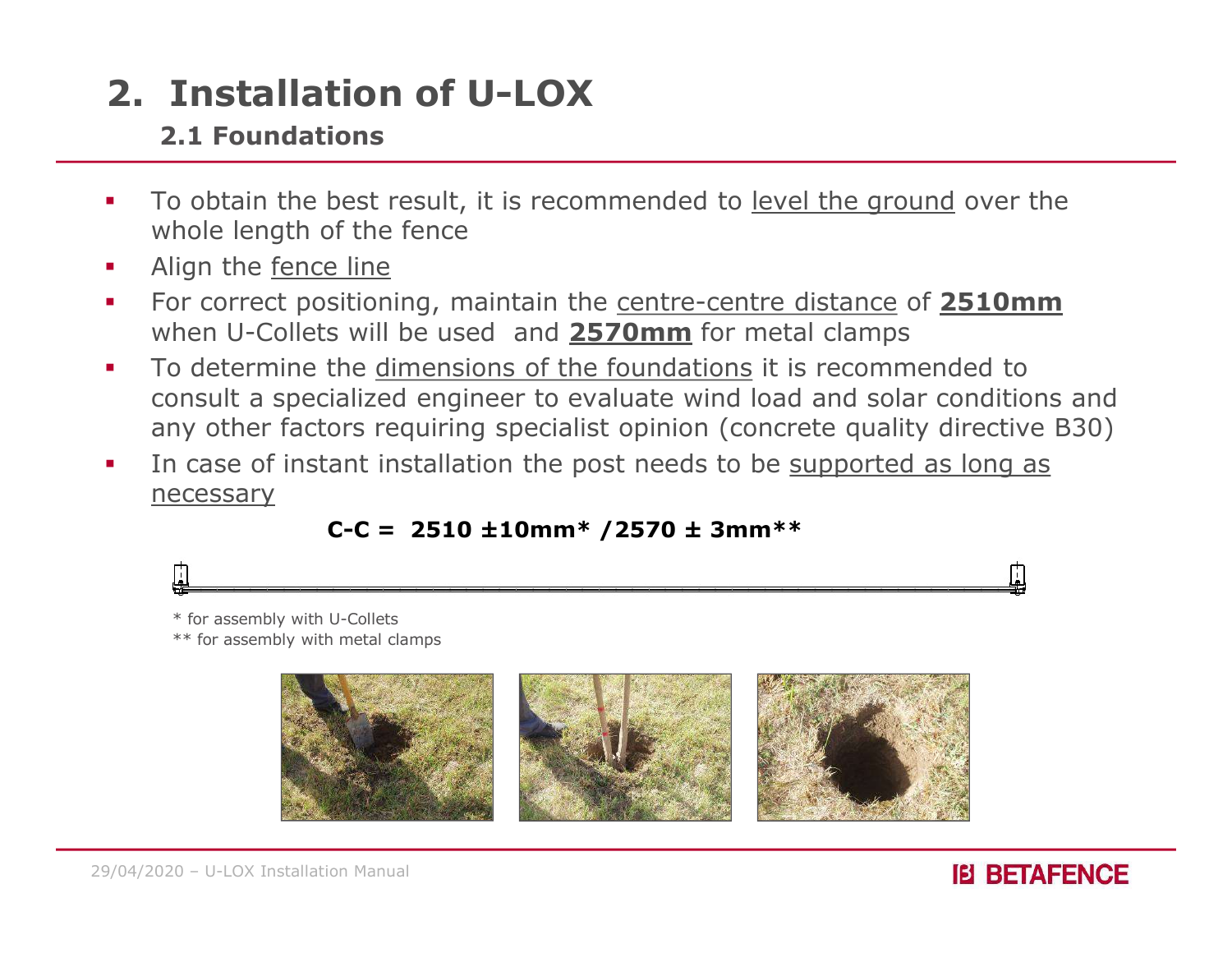# 2. Installation of U-LOX

## 2.1 Foundations

- To obtain the best result, it is recommended to level the ground over the whole length of the fence
- Align the fence line
- For correct positioning, maintain the centre-centre distance of **2510mm** when U-Collets will be used and **2570mm** for metal clamps
- To determine the dimensions of the foundations it is recommended to consult a specialized engineer to evaluate wind load and solar conditions and any other factors requiring specialist opinion (concrete quality directive B30)
- In case of instant installation the post needs to be supported as long as necessary

**C-C = 2510 ±10mm* /2570 ± 3mm****

* for assembly with U-Collets
** for assembly with metal clamps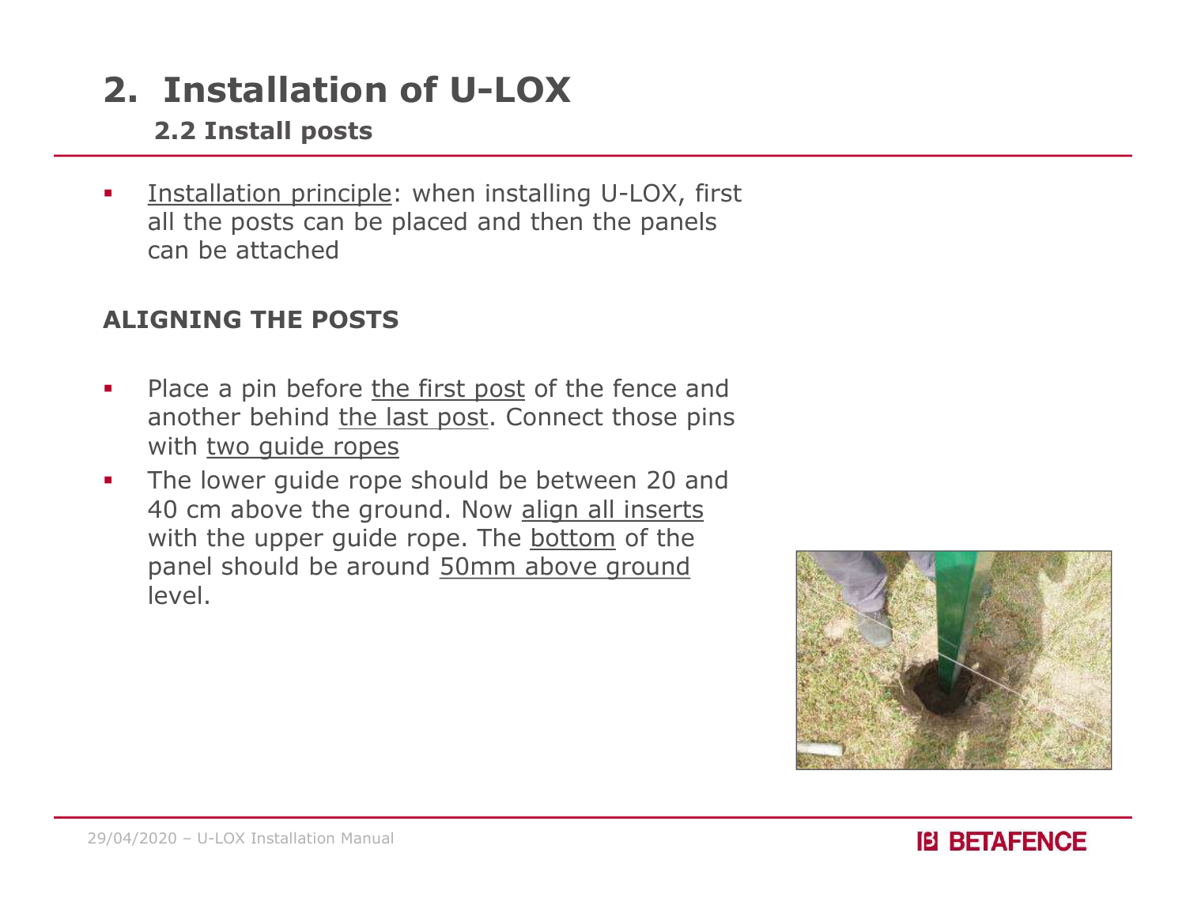# 2. Installation of U-LOX

## 2.2 Install posts

- Installation principle: when installing U-LOX, first all the posts can be placed and then the panels can be attached

### ALIGNING THE POSTS

- Place a pin before the first post of the fence and another behind the last post. Connect those pins with two guide ropes
- The lower guide rope should be between 20 and 40 cm above the ground. Now align all inserts with the upper guide rope. The bottom of the panel should be around 50mm above ground level.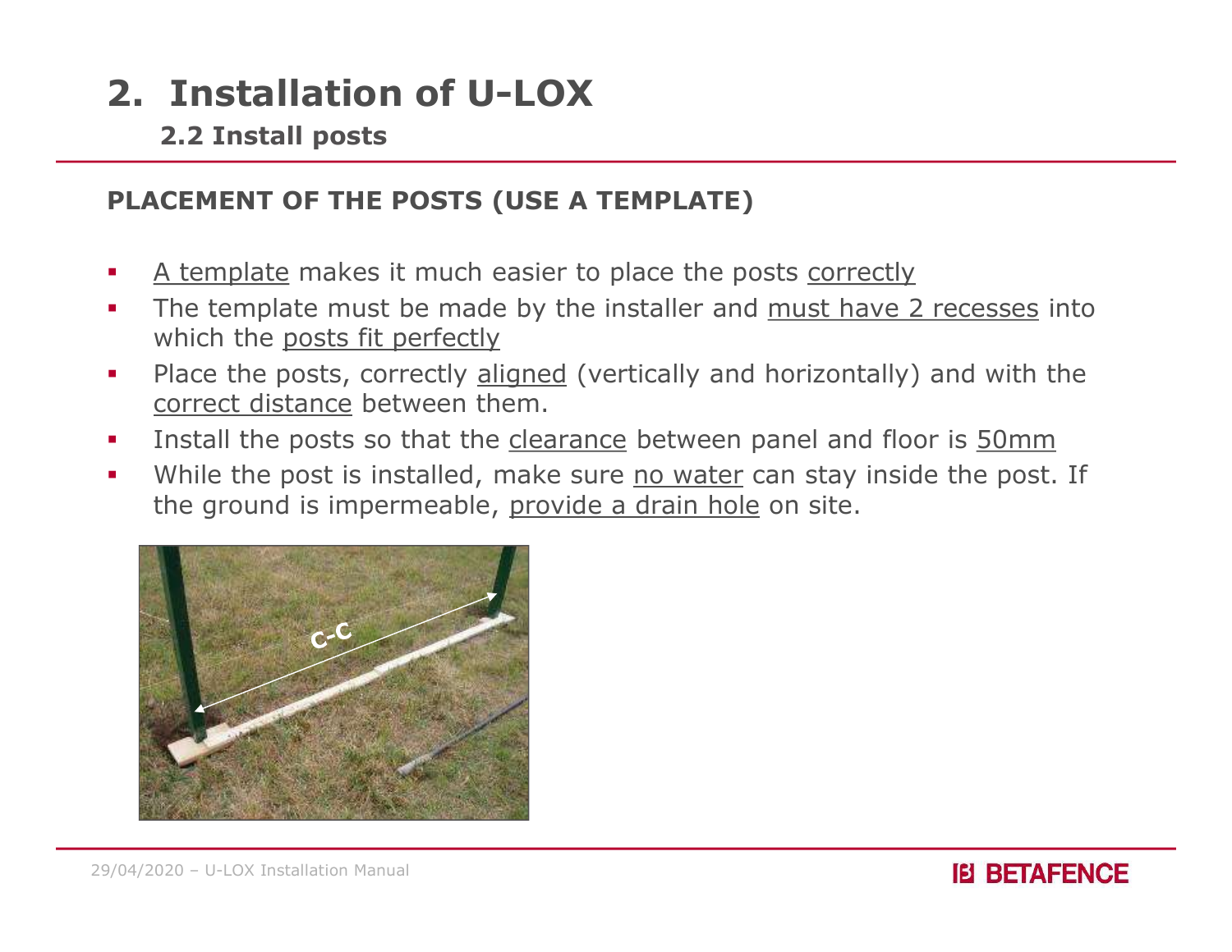# 2. Installation of U-LOX

## 2.2 Install posts

### PLACEMENT OF THE POSTS (USE A TEMPLATE)

- A template makes it much easier to place the posts correctly
- The template must be made by the installer and must have 2 recesses into which the posts fit perfectly
- Place the posts, correctly aligned (vertically and horizontally) and with the correct distance between them.
- Install the posts so that the clearance between panel and floor is 50mm
- While the post is installed, make sure no water can stay inside the post. If the ground is impermeable, provide a drain hole on site.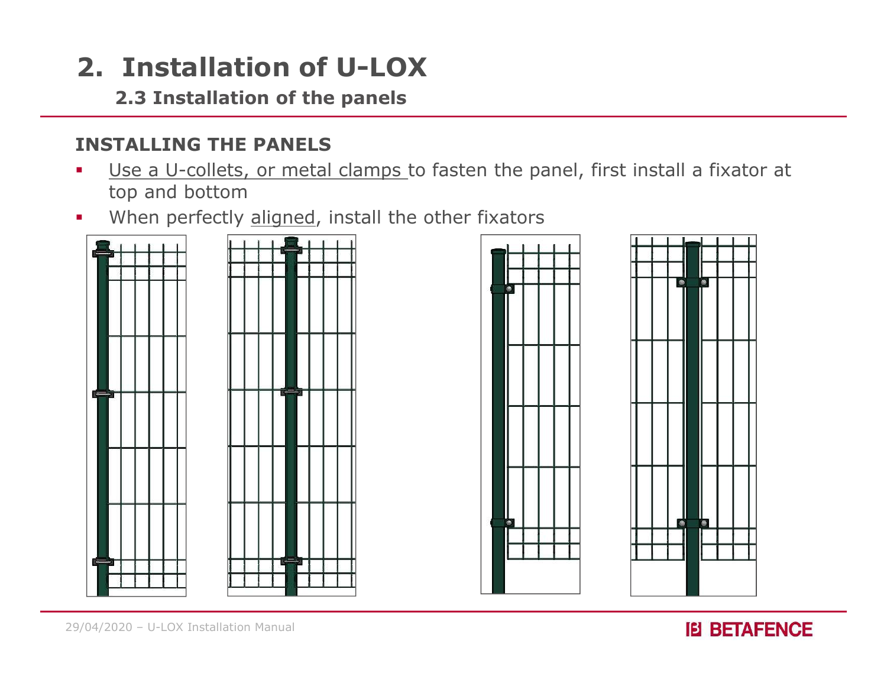# 2. Installation of U-LOX

## 2.3 Installation of the panels

### INSTALLING THE PANELS

- Use a U-collets, or metal clamps to fasten the panel, first install a fixator at top and bottom
- When perfectly aligned, install the other fixators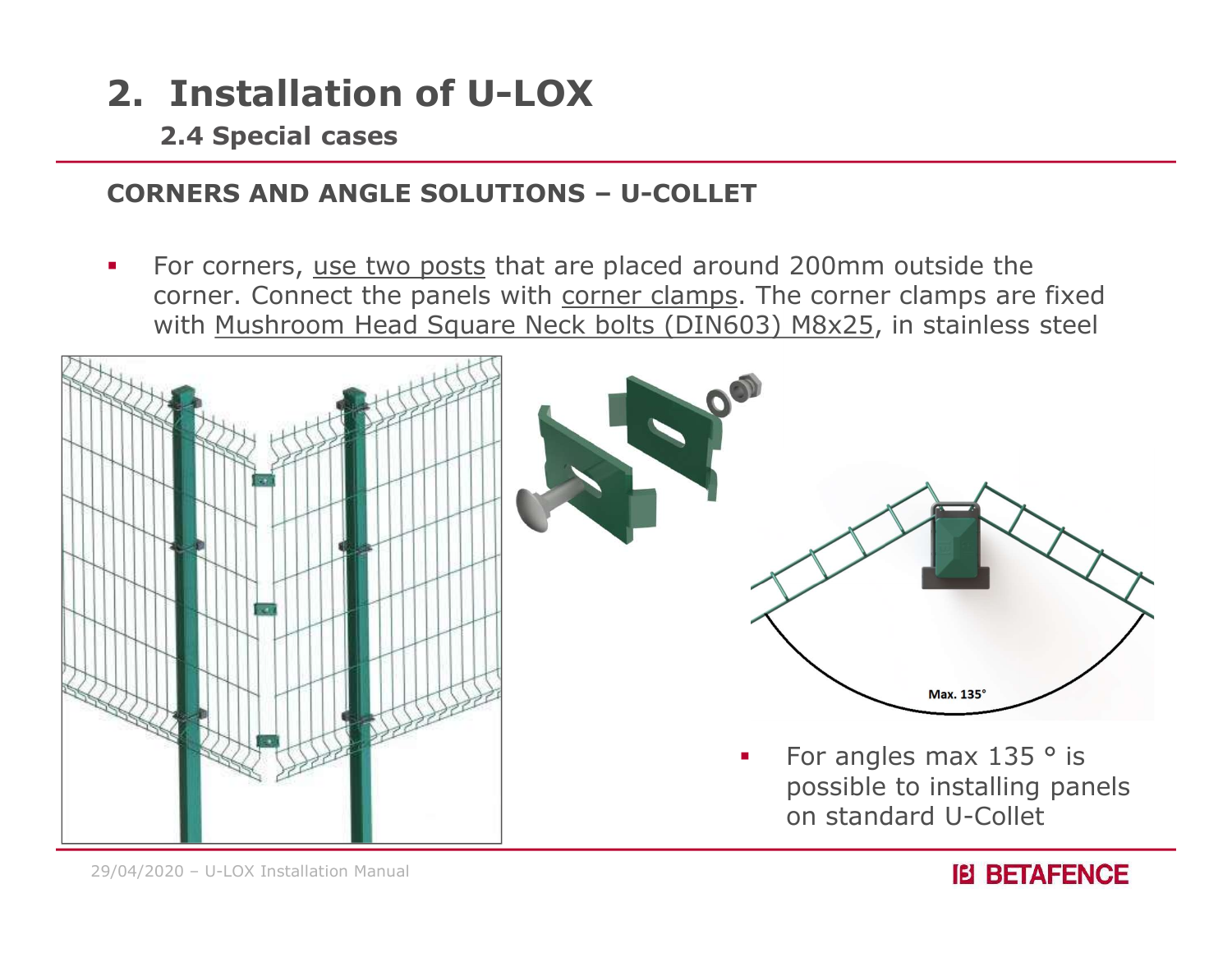# 2. Installation of U-LOX

## 2.4 Special cases

### CORNERS AND ANGLE SOLUTIONS – U-COLLET

- For corners, use two posts that are placed around 200mm outside the corner. Connect the panels with corner clamps. The corner clamps are fixed with Mushroom Head Square Neck bolts (DIN603) M8x25, in stainless steel

- For angles max 135 ° is possible to installing panels on standard U-Collet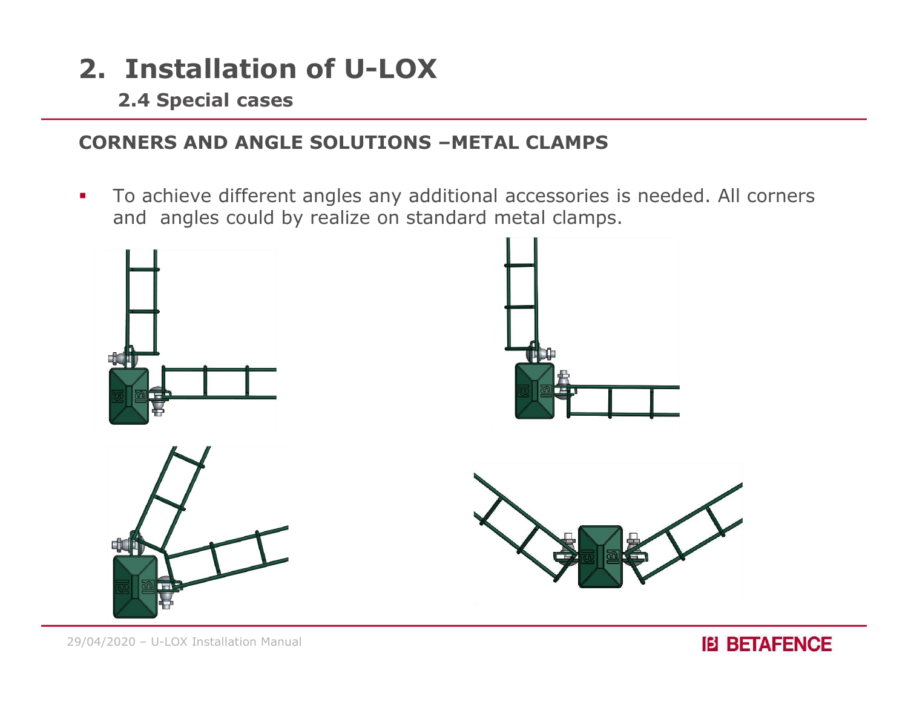# 2. Installation of U-LOX

## 2.4 Special cases

### CORNERS AND ANGLE SOLUTIONS –METAL CLAMPS

- To achieve different angles any additional accessories is needed. All corners and  angles could by realize on standard metal clamps.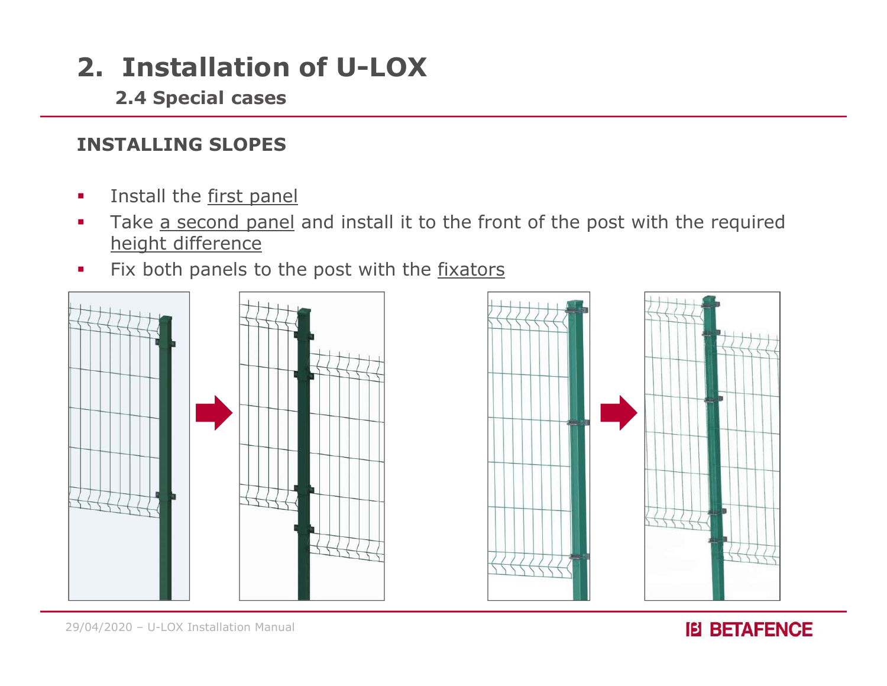# 2. Installation of U-LOX

## 2.4 Special cases

### INSTALLING SLOPES

- Install the first panel
- Take a second panel and install it to the front of the post with the required height difference
- Fix both panels to the post with the fixators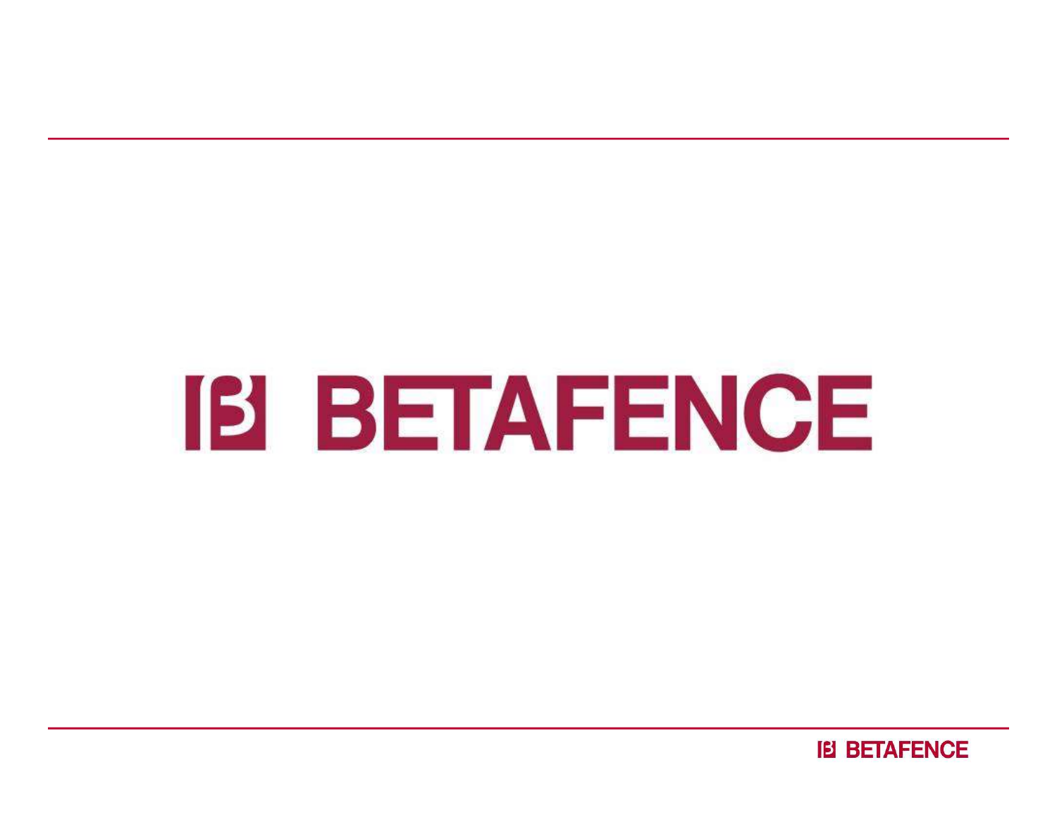# BETAFENCE